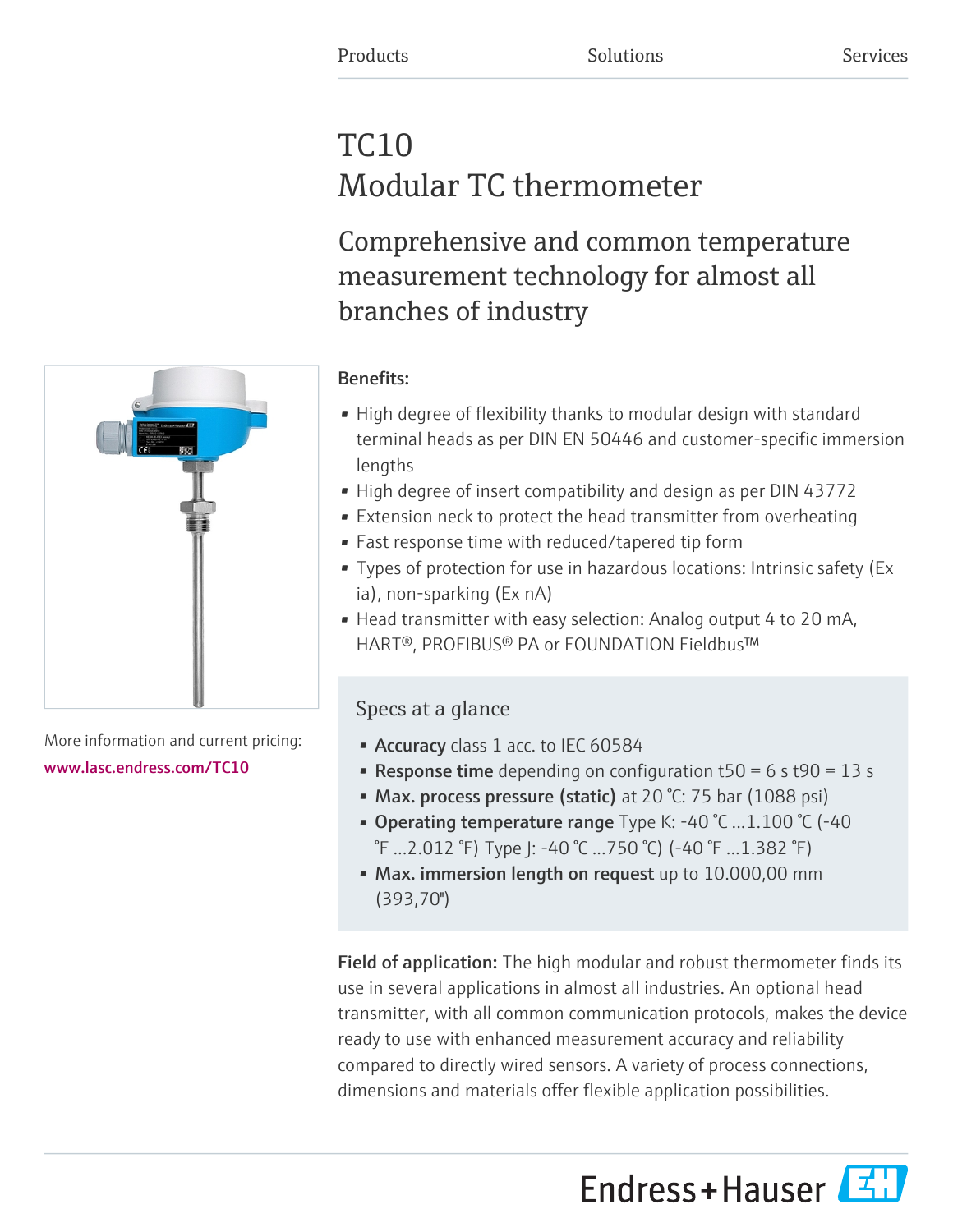Products Solutions Services

# TC10
# Modular TC thermometer

## Comprehensive and common temperature measurement technology for almost all branches of industry

**Benefits:**

- High degree of flexibility thanks to modular design with standard terminal heads as per DIN EN 50446 and customer-specific immersion lengths
- High degree of insert compatibility and design as per DIN 43772
- Extension neck to protect the head transmitter from overheating
- Fast response time with reduced/tapered tip form
- Types of protection for use in hazardous locations: Intrinsic safety (Ex ia), non-sparking (Ex nA)
- Head transmitter with easy selection: Analog output 4 to 20 mA, HART®, PROFIBUS® PA or FOUNDATION Fieldbus™

More information and current pricing:
www.lasc.endress.com/TC10

### Specs at a glance

- **Accuracy** class 1 acc. to IEC 60584
- **Response time** depending on configuration t50 = 6 s t90 = 13 s
- **Max. process pressure (static)** at 20 °C: 75 bar (1088 psi)
- **Operating temperature range** Type K: -40 °C ...1.100 °C (-40 °F ...2.012 °F) Type J: -40 °C ...750 °C) (-40 °F ...1.382 °F)
- **Max. immersion length on request** up to 10.000,00 mm (393,70")

**Field of application:** The high modular and robust thermometer finds its use in several applications in almost all industries. An optional head transmitter, with all common communication protocols, makes the device ready to use with enhanced measurement accuracy and reliability compared to directly wired sensors. A variety of process connections, dimensions and materials offer flexible application possibilities.

Endress+Hauser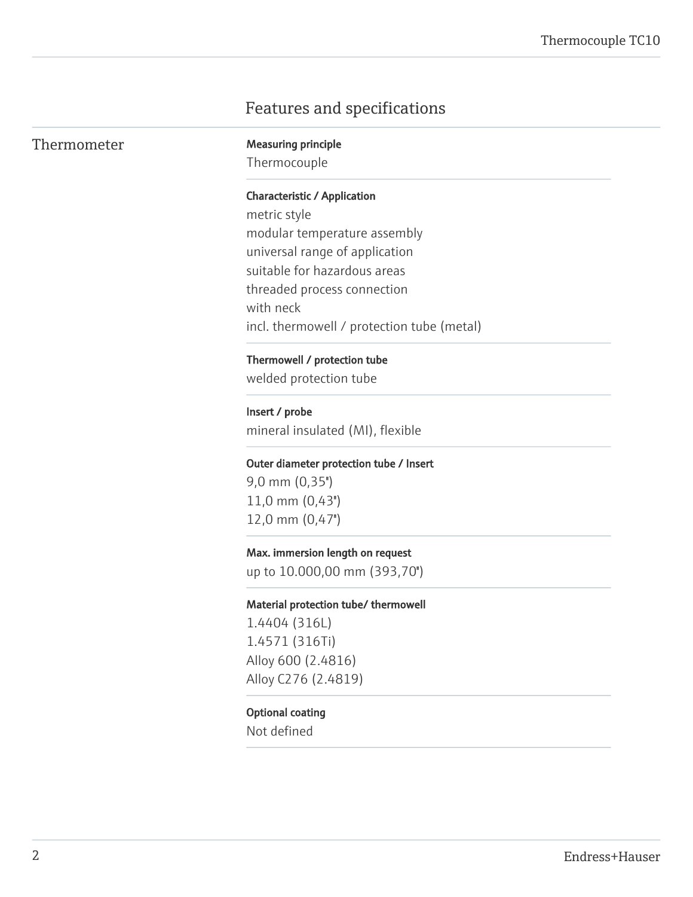# Features and specifications

## Thermometer

**Measuring principle**

Thermocouple

**Characteristic / Application**

metric style
modular temperature assembly
universal range of application
suitable for hazardous areas
threaded process connection
with neck
incl. thermowell / protection tube (metal)

**Thermowell / protection tube**

welded protection tube

**Insert / probe**

mineral insulated (MI), flexible

**Outer diameter protection tube / Insert**

9,0 mm (0,35")
11,0 mm (0,43")
12,0 mm (0,47")

**Max. immersion length on request**

up to 10.000,00 mm (393,70")

**Material protection tube/ thermowell**

1.4404 (316L)
1.4571 (316Ti)
Alloy 600 (2.4816)
Alloy C276 (2.4819)

**Optional coating**

Not defined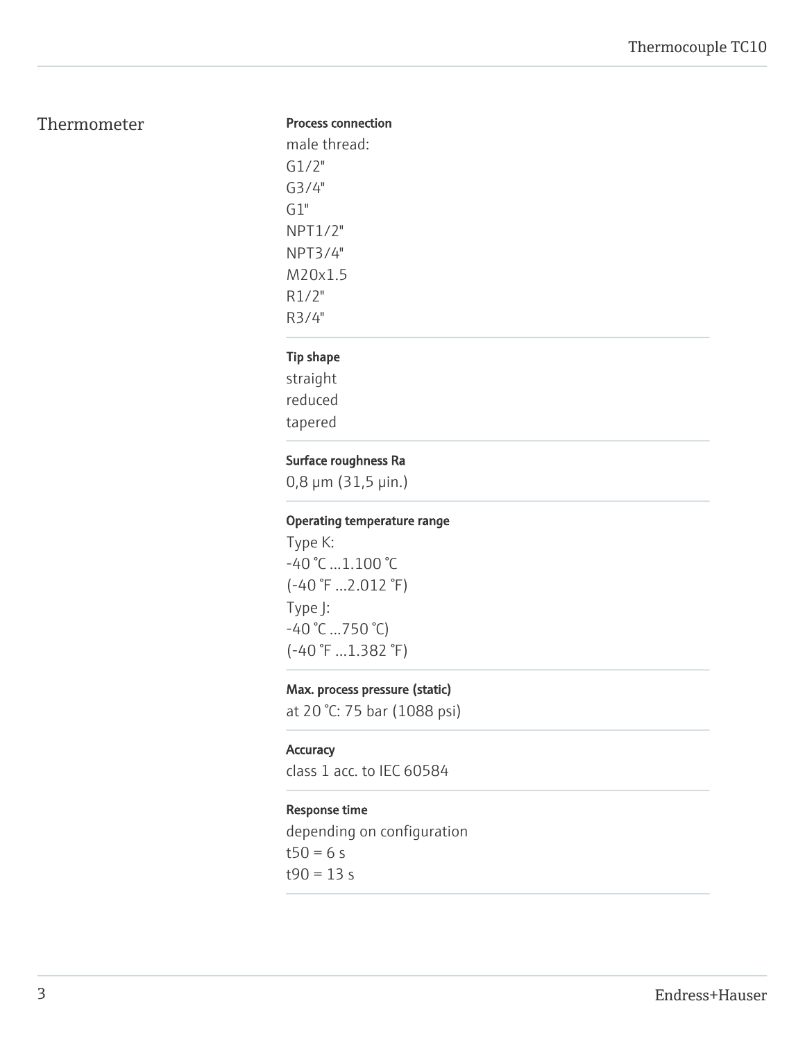## Thermometer

**Process connection**

male thread:
G1/2"
G3/4"
G1"
NPT1/2"
NPT3/4"
M20x1.5
R1/2"
R3/4"

**Tip shape**

straight
reduced
tapered

**Surface roughness Ra**

0,8 µm (31,5 µin.)

**Operating temperature range**

Type K:
-40 °C ...1.100 °C
(-40 °F ...2.012 °F)
Type J:
-40 °C ...750 °C)
(-40 °F ...1.382 °F)

**Max. process pressure (static)**

at 20 °C: 75 bar (1088 psi)

**Accuracy**

class 1 acc. to IEC 60584

**Response time**

depending on configuration
t50 = 6 s
t90 = 13 s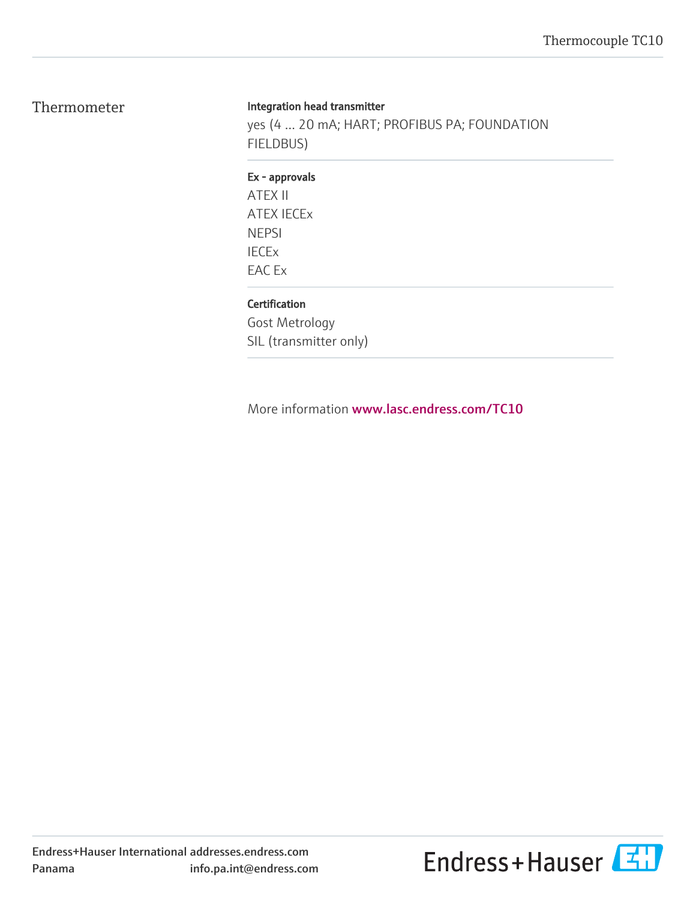## Thermometer

**Integration head transmitter**

yes (4 ... 20 mA; HART; PROFIBUS PA; FOUNDATION FIELDBUS)

**Ex - approvals**

ATEX II
ATEX IECEx
NEPSI
IECEx
EAC Ex

**Certification**

Gost Metrology
SIL (transmitter only)

More information **www.lasc.endress.com/TC10**

Endress+Hauser International addresses.endress.com
Panama info.pa.int@endress.com